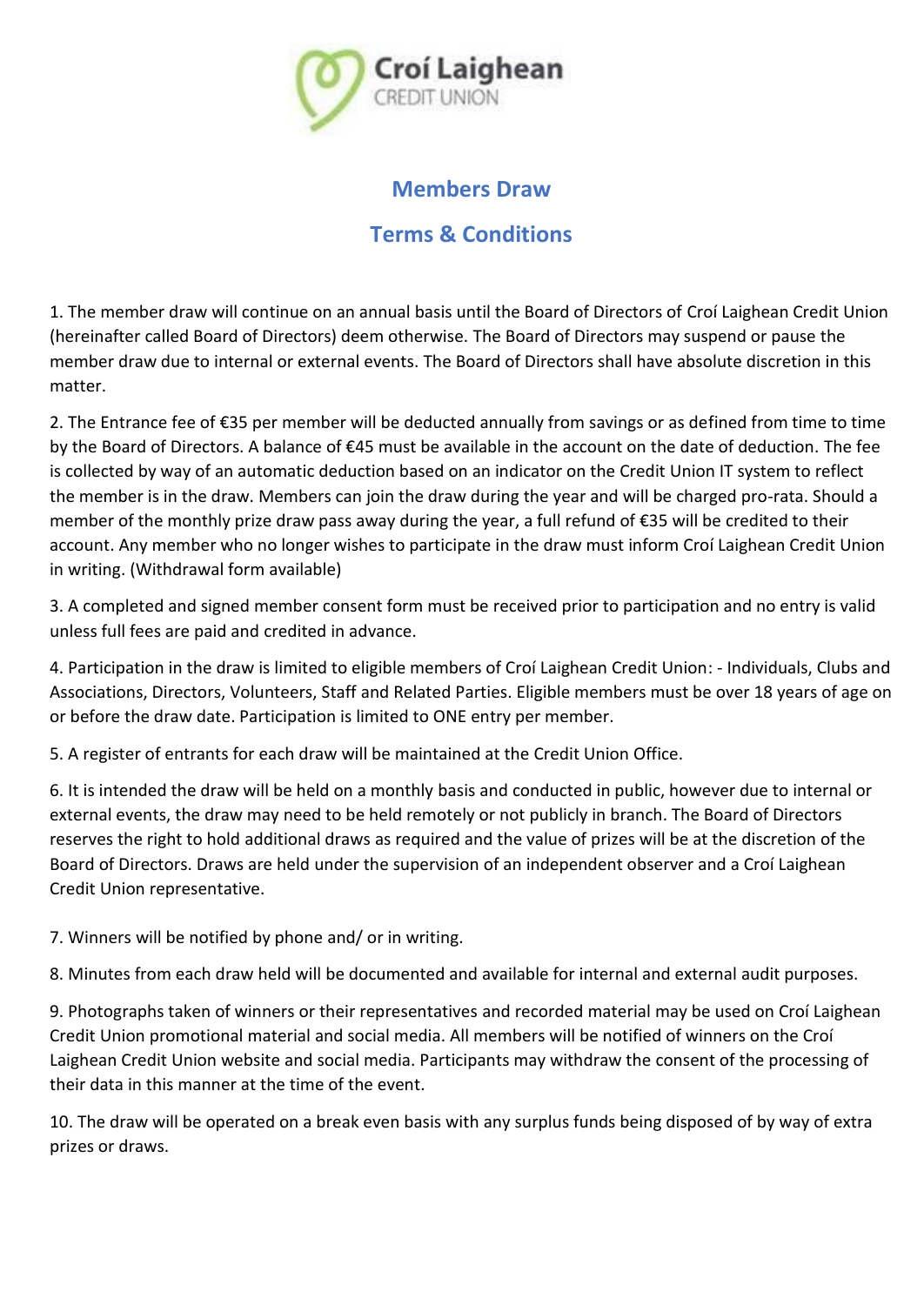Croí Laighean CREDIT UNION

## Members Draw

## Terms & Conditions

1. The member draw will continue on an annual basis until the Board of Directors of Croí Laighean Credit Union (hereinafter called Board of Directors) deem otherwise. The Board of Directors may suspend or pause the member draw due to internal or external events. The Board of Directors shall have absolute discretion in this matter.

2. The Entrance fee of €35 per member will be deducted annually from savings or as defined from time to time by the Board of Directors. A balance of €45 must be available in the account on the date of deduction. The fee is collected by way of an automatic deduction based on an indicator on the Credit Union IT system to reflect the member is in the draw. Members can join the draw during the year and will be charged pro-rata. Should a member of the monthly prize draw pass away during the year, a full refund of €35 will be credited to their account. Any member who no longer wishes to participate in the draw must inform Croí Laighean Credit Union in writing. (Withdrawal form available)

3. A completed and signed member consent form must be received prior to participation and no entry is valid unless full fees are paid and credited in advance.

4. Participation in the draw is limited to eligible members of Croí Laighean Credit Union: - Individuals, Clubs and Associations, Directors, Volunteers, Staff and Related Parties. Eligible members must be over 18 years of age on or before the draw date. Participation is limited to ONE entry per member.

5. A register of entrants for each draw will be maintained at the Credit Union Office.

6. It is intended the draw will be held on a monthly basis and conducted in public, however due to internal or external events, the draw may need to be held remotely or not publicly in branch. The Board of Directors reserves the right to hold additional draws as required and the value of prizes will be at the discretion of the Board of Directors. Draws are held under the supervision of an independent observer and a Croí Laighean Credit Union representative.

7. Winners will be notified by phone and/ or in writing.

8. Minutes from each draw held will be documented and available for internal and external audit purposes.

9. Photographs taken of winners or their representatives and recorded material may be used on Croí Laighean Credit Union promotional material and social media. All members will be notified of winners on the Croí Laighean Credit Union website and social media. Participants may withdraw the consent of the processing of their data in this manner at the time of the event.

10. The draw will be operated on a break even basis with any surplus funds being disposed of by way of extra prizes or draws.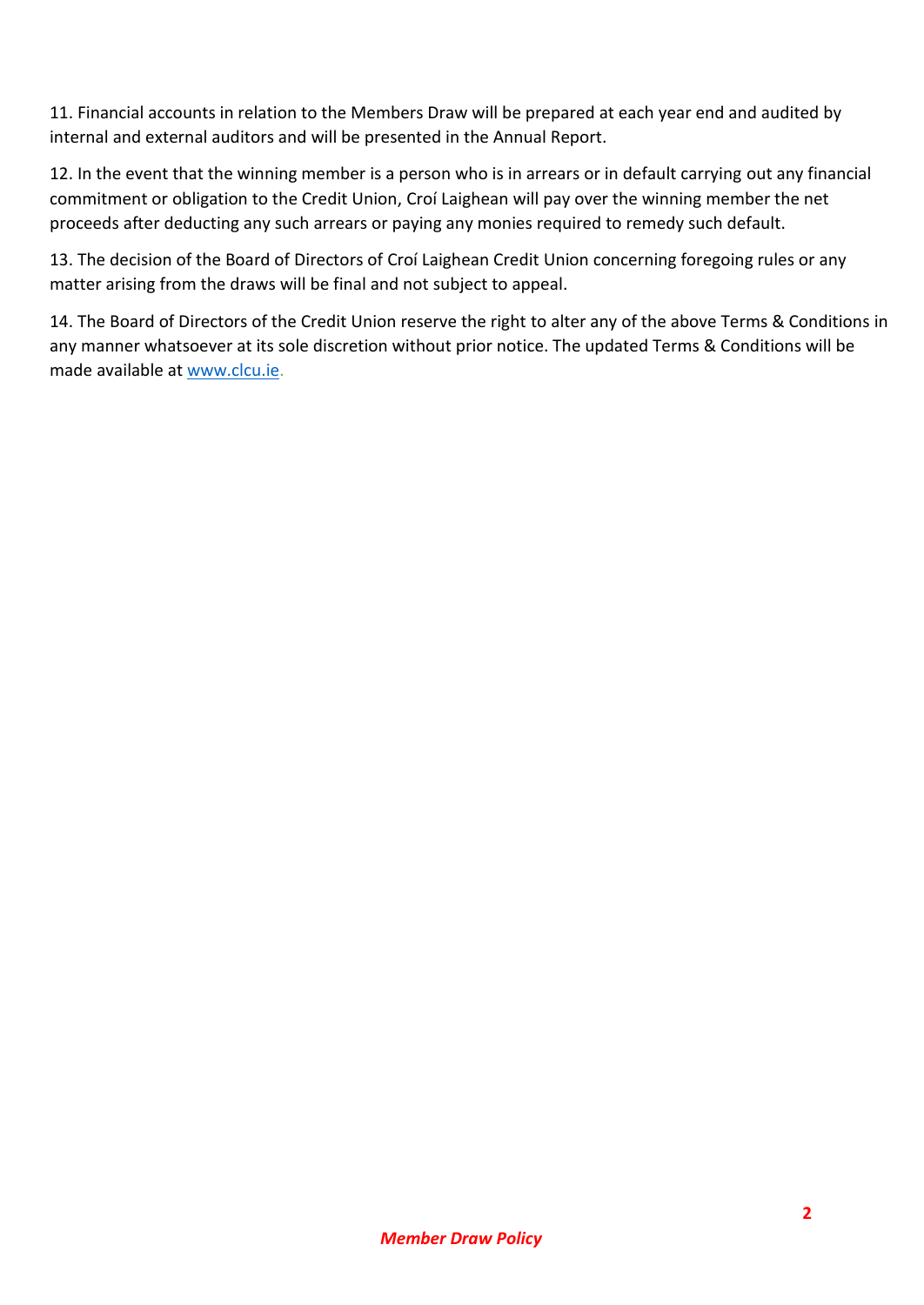11. Financial accounts in relation to the Members Draw will be prepared at each year end and audited by internal and external auditors and will be presented in the Annual Report.

12. In the event that the winning member is a person who is in arrears or in default carrying out any financial commitment or obligation to the Credit Union, Croí Laighean will pay over the winning member the net proceeds after deducting any such arrears or paying any monies required to remedy such default.

13. The decision of the Board of Directors of Croí Laighean Credit Union concerning foregoing rules or any matter arising from the draws will be final and not subject to appeal.

14. The Board of Directors of the Credit Union reserve the right to alter any of the above Terms & Conditions in any manner whatsoever at its sole discretion without prior notice. The updated Terms & Conditions will be made available at www.clcu.ie.